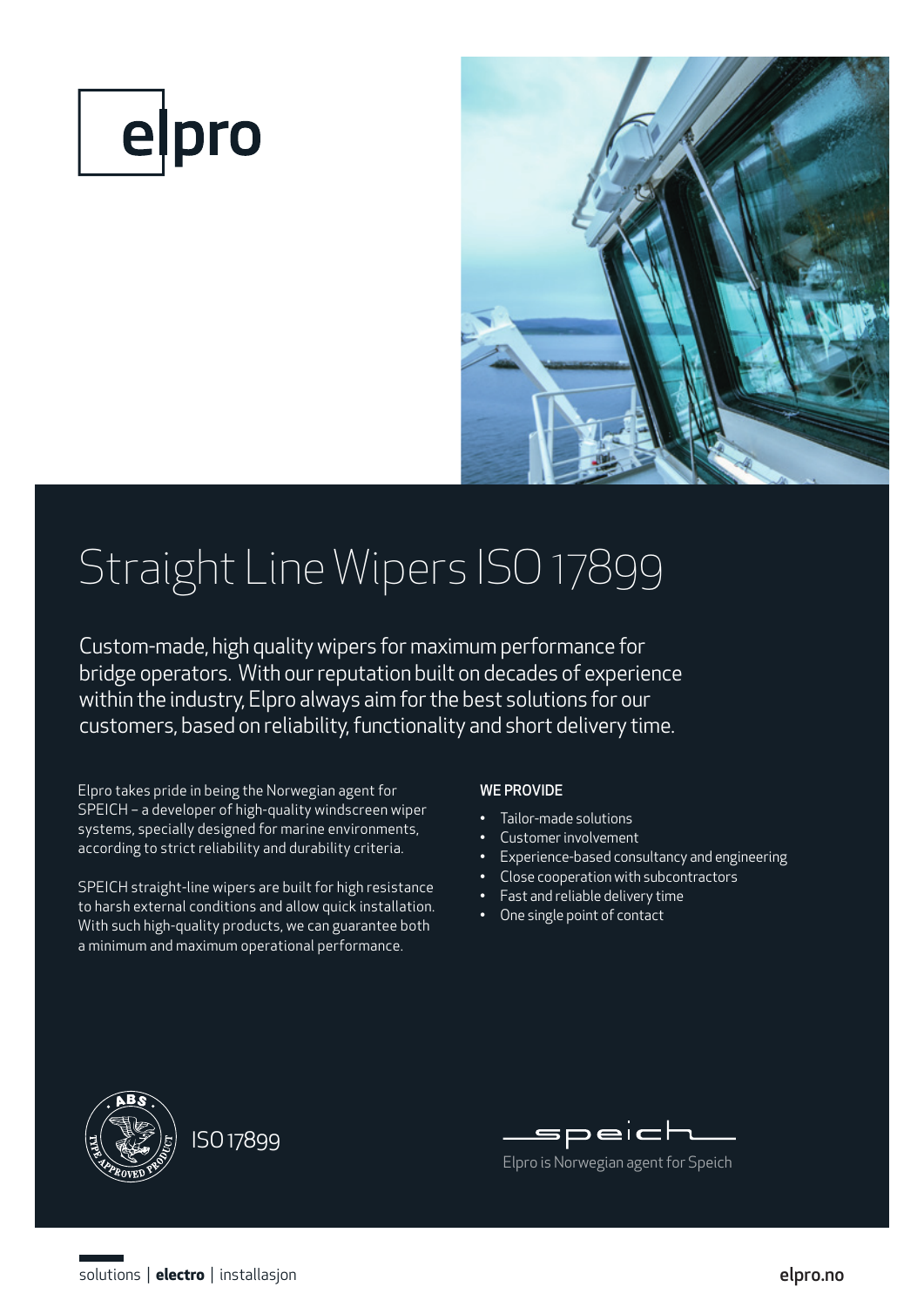elpro

# Straight Line Wipers ISO 17899

Custom-made, high quality wipers for maximum performance for bridge operators. With our reputation built on decades of experience within the industry, Elpro always aim for the best solutions for our customers, based on reliability, functionality and short delivery time.

Elpro takes pride in being the Norwegian agent for SPEICH – a developer of high-quality windscreen wiper systems, specially designed for marine environments, according to strict reliability and durability criteria.

SPEICH straight-line wipers are built for high resistance to harsh external conditions and allow quick installation. With such high-quality products, we can guarantee both a minimum and maximum operational performance.

**WE PROVIDE**

- Tailor-made solutions
- Customer involvement
- Experience-based consultancy and engineering
- Close cooperation with subcontractors
- Fast and reliable delivery time
- One single point of contact

ABS Type Approved Product

ISO 17899

speich

Elpro is Norwegian agent for Speich

solutions | **electro** | installasjon

elpro.no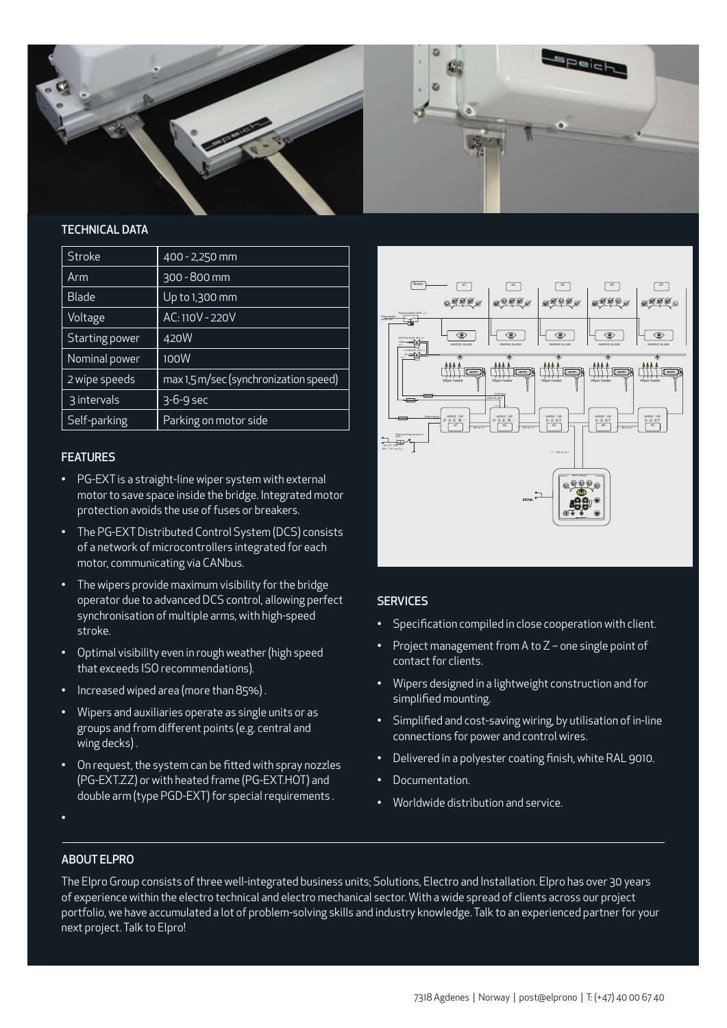## TECHNICAL DATA

| | |
|---|---|
| Stroke | 400 - 2,250 mm |
| Arm | 300 - 800 mm |
| Blade | Up to 1,300 mm |
| Voltage | AC: 110V - 220V |
| Starting power | 420W |
| Nominal power | 100W |
| 2 wipe speeds | max 1,5 m/sec (synchronization speed) |
| 3 intervals | 3-6-9 sec |
| Self-parking | Parking on motor side |

## FEATURES

- PG-EXT is a straight-line wiper system with external motor to save space inside the bridge. Integrated motor protection avoids the use of fuses or breakers.
- The PG-EXT Distributed Control System (DCS) consists of a network of microcontrollers integrated for each motor, communicating via CANbus.
- The wipers provide maximum visibility for the bridge operator due to advanced DCS control, allowing perfect synchronisation of multiple arms, with high-speed stroke.
- Optimal visibility even in rough weather (high speed that exceeds ISO recommendations).
- Increased wiped area (more than 85%) .
- Wipers and auxiliaries operate as single units or as groups and from different points (e.g. central and wing decks) .
- On request, the system can be fitted with spray nozzles (PG-EXT.ZZ) or with heated frame (PG-EXT.HOT) and double arm (type PGD-EXT) for special requirements .

## SERVICES

- Specification compiled in close cooperation with client.
- Project management from A to Z – one single point of contact for clients.
- Wipers designed in a lightweight construction and for simplified mounting.
- Simplified and cost-saving wiring, by utilisation of in-line connections for power and control wires.
- Delivered in a polyester coating finish, white RAL 9010.
- Documentation.
- Worldwide distribution and service.

## ABOUT ELPRO

The Elpro Group consists of three well-integrated business units; Solutions, Electro and Installation. Elpro has over 30 years of experience within the electro technical and electro mechanical sector. With a wide spread of clients across our project portfolio, we have accumulated a lot of problem-solving skills and industry knowledge. Talk to an experienced partner for your next project. Talk to Elpro!

7318 Agdenes | Norway | post@elprono | T: (+47) 40 00 67 40